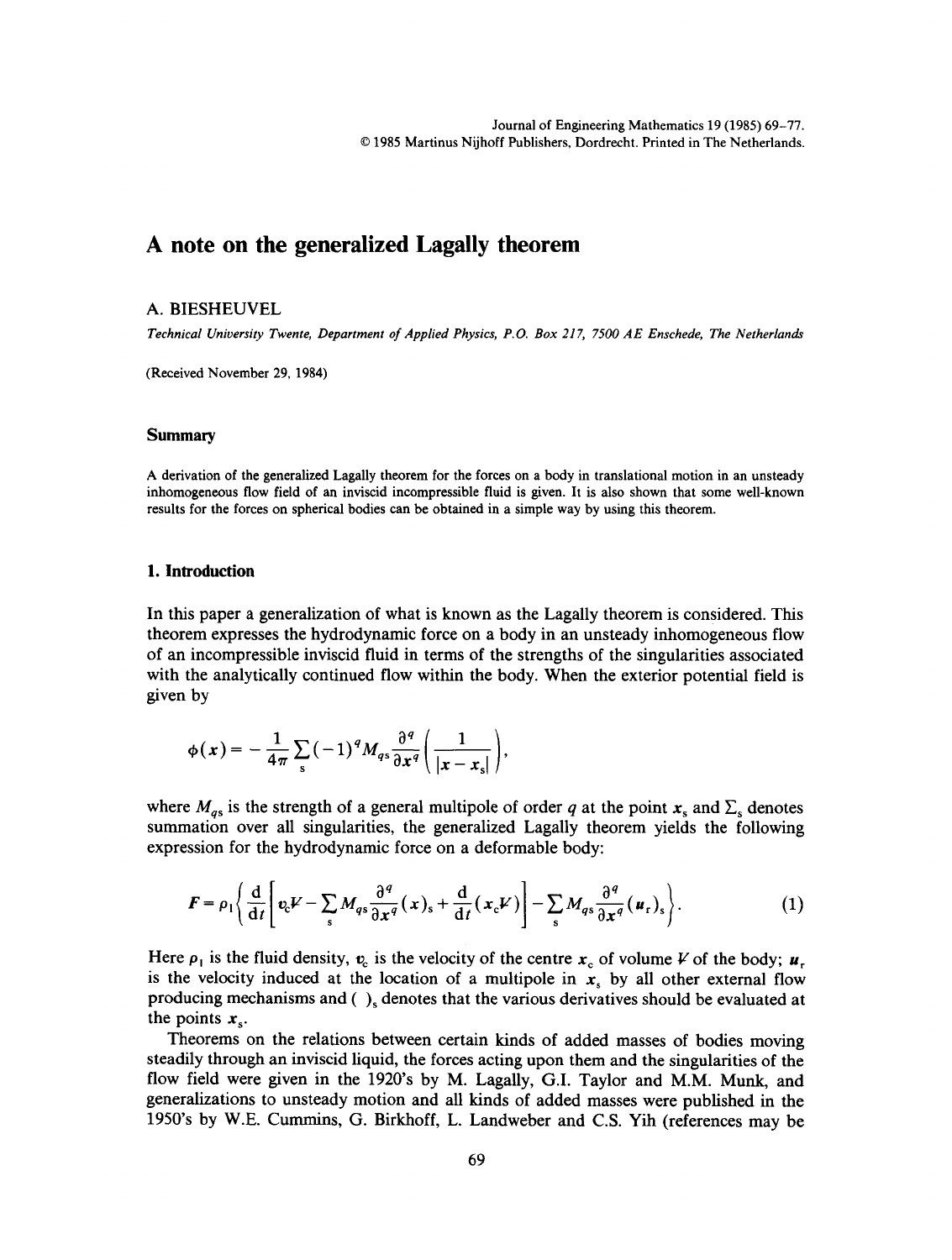# A note on the generalized Lagally theorem

A. BIESHEUVEL

*Technical University Twente, Department of Applied Physics, P.O. Box 217, 7500 AE Enschede, The Netherlands*

(Received November 29, 1984)

## Summary

A derivation of the generalized Lagally theorem for the forces on a body in translational motion in an unsteady inhomogeneous flow field of an inviscid incompressible fluid is given. It is also shown that some well-known results for the forces on spherical bodies can be obtained in a simple way by using this theorem.

## 1. Introduction

In this paper a generalization of what is known as the Lagally theorem is considered. This theorem expresses the hydrodynamic force on a body in an unsteady inhomogeneous flow of an incompressible inviscid fluid in terms of the strengths of the singularities associated with the analytically continued flow within the body. When the exterior potential field is given by

$$\phi(\boldsymbol{x}) = -\frac{1}{4\pi}\sum_{\mathrm{s}}(-1)^q M_{q\mathrm{s}}\frac{\partial^q}{\partial \boldsymbol{x}^q}\left(\frac{1}{|\boldsymbol{x}-\boldsymbol{x}_{\mathrm{s}}|}\right),$$

where $M_{q\mathrm{s}}$ is the strength of a general multipole of order $q$ at the point $\boldsymbol{x}_{\mathrm{s}}$ and $\sum_{\mathrm{s}}$ denotes summation over all singularities, the generalized Lagally theorem yields the following expression for the hydrodynamic force on a deformable body:

$$\boldsymbol{F} = \rho_1\left\{\frac{\mathrm{d}}{\mathrm{d}t}\left[\boldsymbol{v}_{\mathrm{c}}V - \sum_{\mathrm{s}} M_{q\mathrm{s}}\frac{\partial^q}{\partial \boldsymbol{x}^q}(\boldsymbol{x})_{\mathrm{s}} + \frac{\mathrm{d}}{\mathrm{d}t}(\boldsymbol{x}_{\mathrm{c}}V)\right] - \sum_{\mathrm{s}} M_{q\mathrm{s}}\frac{\partial^q}{\partial \boldsymbol{x}^q}(\boldsymbol{u}_{\mathrm{r}})_{\mathrm{s}}\right\}. \tag{1}$$

Here $\rho_1$ is the fluid density, $\boldsymbol{v}_{\mathrm{c}}$ is the velocity of the centre $\boldsymbol{x}_{\mathrm{c}}$ of volume $V$ of the body; $\boldsymbol{u}_{\mathrm{r}}$ is the velocity induced at the location of a multipole in $\boldsymbol{x}_{\mathrm{s}}$ by all other external flow producing mechanisms and $(\ )_{\mathrm{s}}$ denotes that the various derivatives should be evaluated at the points $\boldsymbol{x}_{\mathrm{s}}$.

Theorems on the relations between certain kinds of added masses of bodies moving steadily through an inviscid liquid, the forces acting upon them and the singularities of the flow field were given in the 1920's by M. Lagally, G.I. Taylor and M.M. Munk, and generalizations to unsteady motion and all kinds of added masses were published in the 1950's by W.E. Cummins, G. Birkhoff, L. Landweber and C.S. Yih (references may be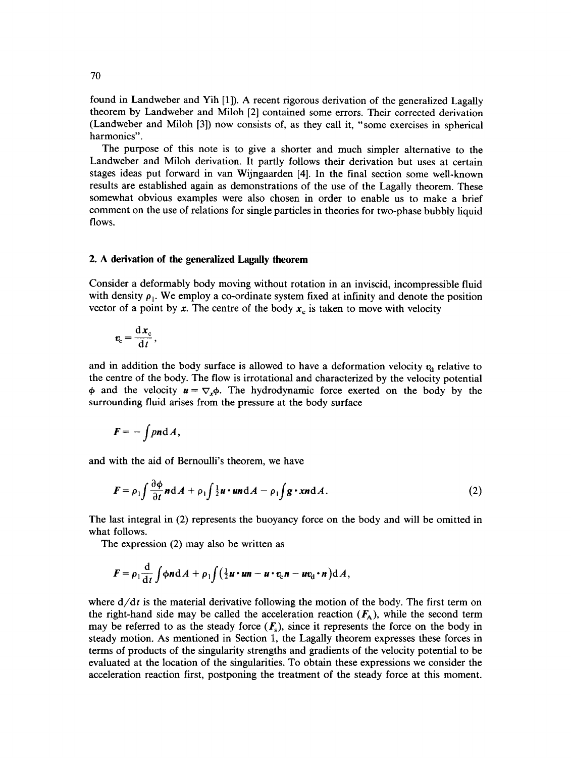found in Landweber and Yih [1]). A recent rigorous derivation of the generalized Lagally theorem by Landweber and Miloh [2] contained some errors. Their corrected derivation (Landweber and Miloh [3]) now consists of, as they call it, "some exercises in spherical harmonics".

The purpose of this note is to give a shorter and much simpler alternative to the Landweber and Miloh derivation. It partly follows their derivation but uses at certain stages ideas put forward in van Wijngaarden [4]. In the final section some well-known results are established again as demonstrations of the use of the Lagally theorem. These somewhat obvious examples were also chosen in order to enable us to make a brief comment on the use of relations for single particles in theories for two-phase bubbly liquid flows.

## 2. A derivation of the generalized Lagally theorem

Consider a deformably body moving without rotation in an inviscid, incompressible fluid with density $\rho_1$. We employ a co-ordinate system fixed at infinity and denote the position vector of a point by $\boldsymbol{x}$. The centre of the body $\boldsymbol{x}_c$ is taken to move with velocity

$$\boldsymbol{v}_c = \frac{\mathrm{d}\boldsymbol{x}_c}{\mathrm{d}t},$$

and in addition the body surface is allowed to have a deformation velocity $\boldsymbol{v}_d$ relative to the centre of the body. The flow is irrotational and characterized by the velocity potential $\phi$ and the velocity $\boldsymbol{u} = \nabla_x \phi$. The hydrodynamic force exerted on the body by the surrounding fluid arises from the pressure at the body surface

$$\boldsymbol{F} = -\int p\boldsymbol{n}\,\mathrm{d}A,$$

and with the aid of Bernoulli's theorem, we have

$$\boldsymbol{F} = \rho_1 \int \frac{\partial \phi}{\partial t} \boldsymbol{n}\,\mathrm{d}A + \rho_1 \int \tfrac{1}{2}\boldsymbol{u}\cdot\boldsymbol{u}\boldsymbol{n}\,\mathrm{d}A - \rho_1 \int \boldsymbol{g}\cdot\boldsymbol{x}\boldsymbol{n}\,\mathrm{d}A. \tag{2}$$

The last integral in (2) represents the buoyancy force on the body and will be omitted in what follows.

The expression (2) may also be written as

$$\boldsymbol{F} = \rho_1 \frac{\mathrm{d}}{\mathrm{d}t} \int \phi \boldsymbol{n}\,\mathrm{d}A + \rho_1 \int \left( \tfrac{1}{2}\boldsymbol{u}\cdot\boldsymbol{u}\boldsymbol{n} - \boldsymbol{u}\cdot\boldsymbol{v}_c\boldsymbol{n} - \boldsymbol{u}\boldsymbol{v}_d\cdot\boldsymbol{n} \right) \mathrm{d}A,$$

where $\mathrm{d}/\mathrm{d}t$ is the material derivative following the motion of the body. The first term on the right-hand side may be called the acceleration reaction ($\boldsymbol{F}_A$), while the second term may be referred to as the steady force ($\boldsymbol{F}_s$), since it represents the force on the body in steady motion. As mentioned in Section 1, the Lagally theorem expresses these forces in terms of products of the singularity strengths and gradients of the velocity potential to be evaluated at the location of the singularities. To obtain these expressions we consider the acceleration reaction first, postponing the treatment of the steady force at this moment.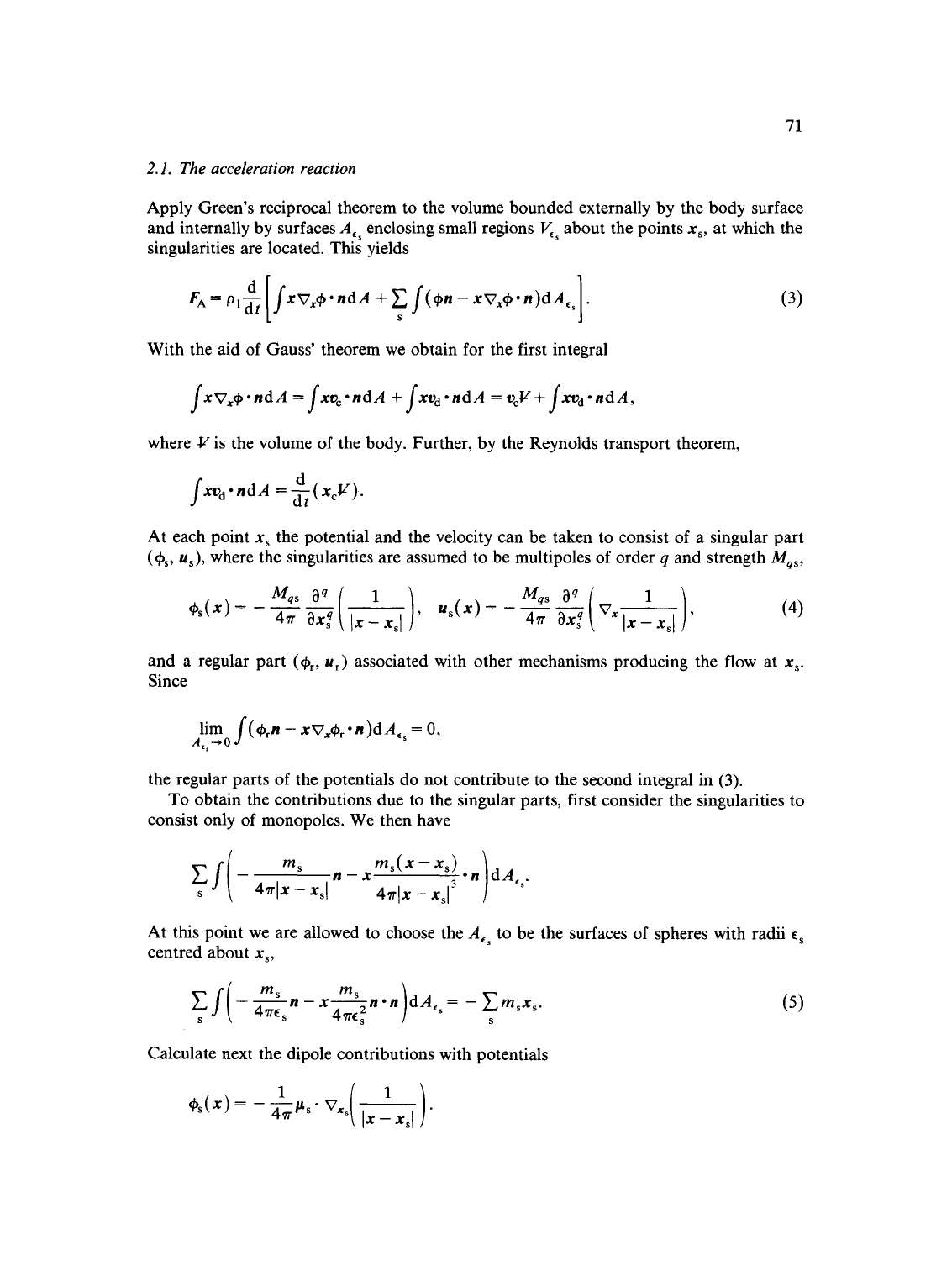### 2.1. The acceleration reaction

Apply Green's reciprocal theorem to the volume bounded externally by the body surface and internally by surfaces $A_{\epsilon_s}$ enclosing small regions $V_{\epsilon_s}$ about the points $x_s$, at which the singularities are located. This yields

$$F_A = \rho_1 \frac{d}{dt}\left[\int x \nabla_x \phi \cdot n \, dA + \sum_s \int (\phi n - x \nabla_x \phi \cdot n) dA_{\epsilon_s}\right]. \tag{3}$$

With the aid of Gauss' theorem we obtain for the first integral

$$\int x \nabla_x \phi \cdot n \, dA = \int x v_c \cdot n \, dA + \int x v_d \cdot n \, dA = v_c V + \int x v_d \cdot n \, dA,$$

where $V$ is the volume of the body. Further, by the Reynolds transport theorem,

$$\int x v_d \cdot n \, dA = \frac{d}{dt}(x_c V).$$

At each point $x_s$ the potential and the velocity can be taken to consist of a singular part ($\phi_s$, $u_s$), where the singularities are assumed to be multipoles of order $q$ and strength $M_{qs}$,

$$\phi_s(x) = -\frac{M_{qs}}{4\pi} \frac{\partial^q}{\partial x_s^q}\left(\frac{1}{|x - x_s|}\right), \quad u_s(x) = -\frac{M_{qs}}{4\pi} \frac{\partial^q}{\partial x_s^q}\left(\nabla_x \frac{1}{|x - x_s|}\right), \tag{4}$$

and a regular part ($\phi_r$, $u_r$) associated with other mechanisms producing the flow at $x_s$. Since

$$\lim_{A_{\epsilon_s} \to 0} \int (\phi_r n - x \nabla_x \phi_r \cdot n) dA_{\epsilon_s} = 0,$$

the regular parts of the potentials do not contribute to the second integral in (3).

To obtain the contributions due to the singular parts, first consider the singularities to consist only of monopoles. We then have

$$\sum_s \int \left(-\frac{m_s}{4\pi |x - x_s|} n - x \frac{m_s (x - x_s)}{4\pi |x - x_s|^3} \cdot n\right) dA_{\epsilon_s}.$$

At this point we are allowed to choose the $A_{\epsilon_s}$ to be the surfaces of spheres with radii $\epsilon_s$ centred about $x_s$,

$$\sum_s \int \left(-\frac{m_s}{4\pi\epsilon_s} n - x \frac{m_s}{4\pi\epsilon_s^2} n \cdot n\right) dA_{\epsilon_s} = -\sum_s m_s x_s. \tag{5}$$

Calculate next the dipole contributions with potentials

$$\phi_s(x) = -\frac{1}{4\pi} \mu_s \cdot \nabla_{x_s}\left(\frac{1}{|x - x_s|}\right).$$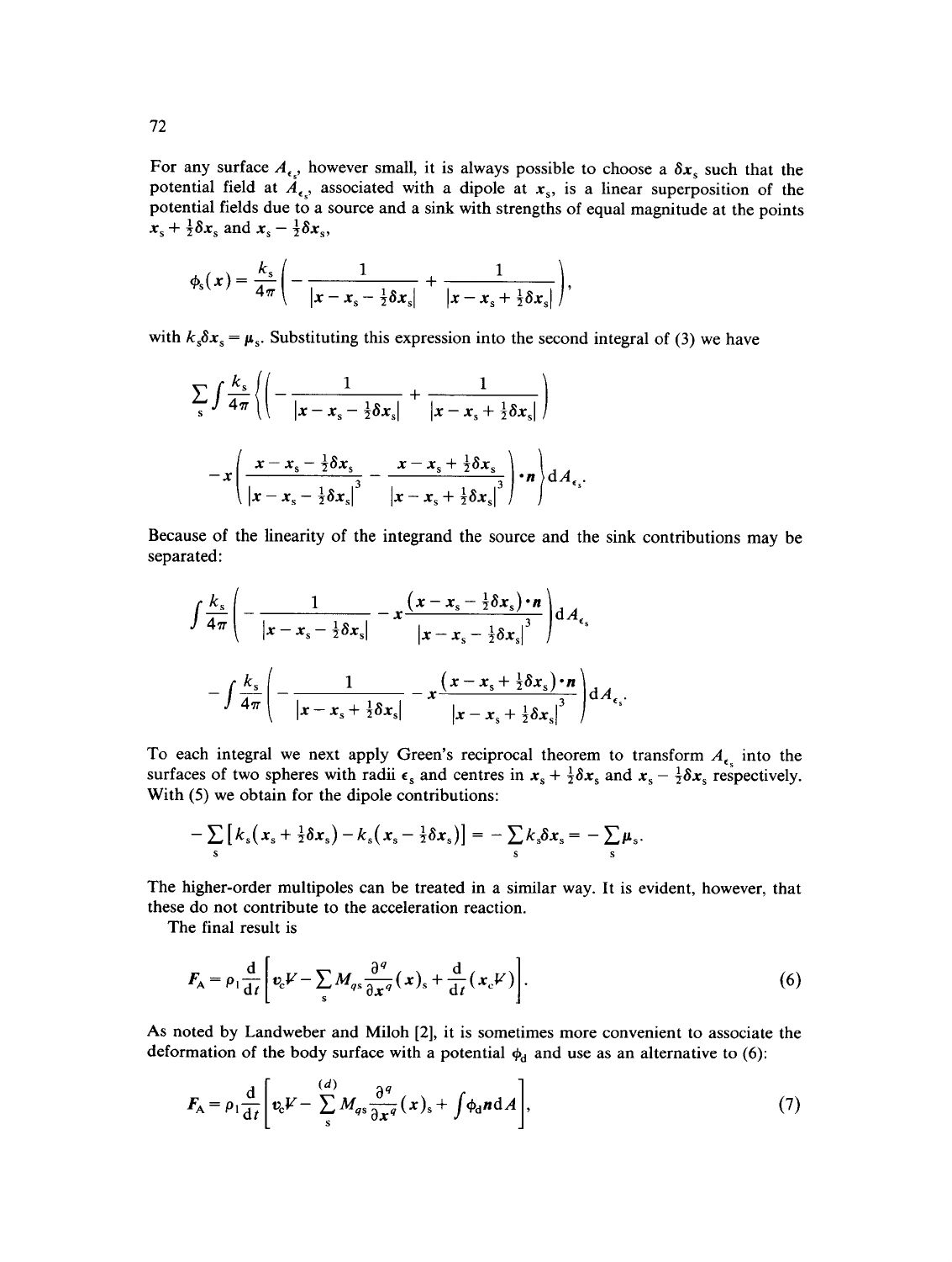For any surface $A_{\epsilon_s}$, however small, it is always possible to choose a $\delta \boldsymbol{x}_s$ such that the potential field at $A_{\epsilon_s}$, associated with a dipole at $\boldsymbol{x}_s$, is a linear superposition of the potential fields due to a source and a sink with strengths of equal magnitude at the points $\boldsymbol{x}_s + \frac{1}{2}\delta \boldsymbol{x}_s$ and $\boldsymbol{x}_s - \frac{1}{2}\delta \boldsymbol{x}_s$,

$$\phi_s(\boldsymbol{x}) = \frac{k_s}{4\pi}\left( -\frac{1}{|\boldsymbol{x} - \boldsymbol{x}_s - \frac{1}{2}\delta \boldsymbol{x}_s|} + \frac{1}{|\boldsymbol{x} - \boldsymbol{x}_s + \frac{1}{2}\delta \boldsymbol{x}_s|} \right),$$

with $k_s \delta \boldsymbol{x}_s = \boldsymbol{\mu}_s$. Substituting this expression into the second integral of (3) we have

$$\sum_s \int \frac{k_s}{4\pi} \left\{ \left( -\frac{1}{|\boldsymbol{x} - \boldsymbol{x}_s - \frac{1}{2}\delta \boldsymbol{x}_s|} + \frac{1}{|\boldsymbol{x} - \boldsymbol{x}_s + \frac{1}{2}\delta \boldsymbol{x}_s|} \right) \right.$$

$$\left. - \boldsymbol{x}\left( \frac{\boldsymbol{x} - \boldsymbol{x}_s - \frac{1}{2}\delta \boldsymbol{x}_s}{|\boldsymbol{x} - \boldsymbol{x}_s - \frac{1}{2}\delta \boldsymbol{x}_s|^3} - \frac{\boldsymbol{x} - \boldsymbol{x}_s + \frac{1}{2}\delta \boldsymbol{x}_s}{|\boldsymbol{x} - \boldsymbol{x}_s + \frac{1}{2}\delta \boldsymbol{x}_s|^3} \right) \cdot \boldsymbol{n} \right\} \mathrm{d}A_{\epsilon_s}.$$

Because of the linearity of the integrand the source and the sink contributions may be separated:

$$\int \frac{k_s}{4\pi} \left( -\frac{1}{|\boldsymbol{x} - \boldsymbol{x}_s - \frac{1}{2}\delta \boldsymbol{x}_s|} - \boldsymbol{x}\frac{(\boldsymbol{x} - \boldsymbol{x}_s - \frac{1}{2}\delta \boldsymbol{x}_s)\cdot \boldsymbol{n}}{|\boldsymbol{x} - \boldsymbol{x}_s - \frac{1}{2}\delta \boldsymbol{x}_s|^3} \right) \mathrm{d}A_{\epsilon_s}$$

$$- \int \frac{k_s}{4\pi} \left( -\frac{1}{|\boldsymbol{x} - \boldsymbol{x}_s + \frac{1}{2}\delta \boldsymbol{x}_s|} - \boldsymbol{x}\frac{(\boldsymbol{x} - \boldsymbol{x}_s + \frac{1}{2}\delta \boldsymbol{x}_s)\cdot \boldsymbol{n}}{|\boldsymbol{x} - \boldsymbol{x}_s + \frac{1}{2}\delta \boldsymbol{x}_s|^3} \right) \mathrm{d}A_{\epsilon_s}.$$

To each integral we next apply Green's reciprocal theorem to transform $A_{\epsilon_s}$ into the surfaces of two spheres with radii $\epsilon_s$ and centres in $\boldsymbol{x}_s + \frac{1}{2}\delta \boldsymbol{x}_s$ and $\boldsymbol{x}_s - \frac{1}{2}\delta \boldsymbol{x}_s$ respectively. With (5) we obtain for the dipole contributions:

$$-\sum_s \left[ k_s(\boldsymbol{x}_s + \tfrac{1}{2}\delta \boldsymbol{x}_s) - k_s(\boldsymbol{x}_s - \tfrac{1}{2}\delta \boldsymbol{x}_s) \right] = -\sum_s k_s \delta \boldsymbol{x}_s = -\sum_s \boldsymbol{\mu}_s.$$

The higher-order multipoles can be treated in a similar way. It is evident, however, that these do not contribute to the acceleration reaction.

The final result is

$$\boldsymbol{F}_A = \rho_l \frac{\mathrm{d}}{\mathrm{d}t}\left[ \boldsymbol{v}_c V - \sum_s M_{qs} \frac{\partial^q}{\partial \boldsymbol{x}^q}(\boldsymbol{x})_s + \frac{\mathrm{d}}{\mathrm{d}t}(\boldsymbol{x}_c V) \right]. \tag{6}$$

As noted by Landweber and Miloh [2], it is sometimes more convenient to associate the deformation of the body surface with a potential $\phi_d$ and use as an alternative to (6):

$$\boldsymbol{F}_A = \rho_l \frac{\mathrm{d}}{\mathrm{d}t}\left[ \boldsymbol{v}_c V - \sum_s^{(d)} M_{qs} \frac{\partial^q}{\partial \boldsymbol{x}^q}(\boldsymbol{x})_s + \int \phi_d \boldsymbol{n}\, \mathrm{d}A \right], \tag{7}$$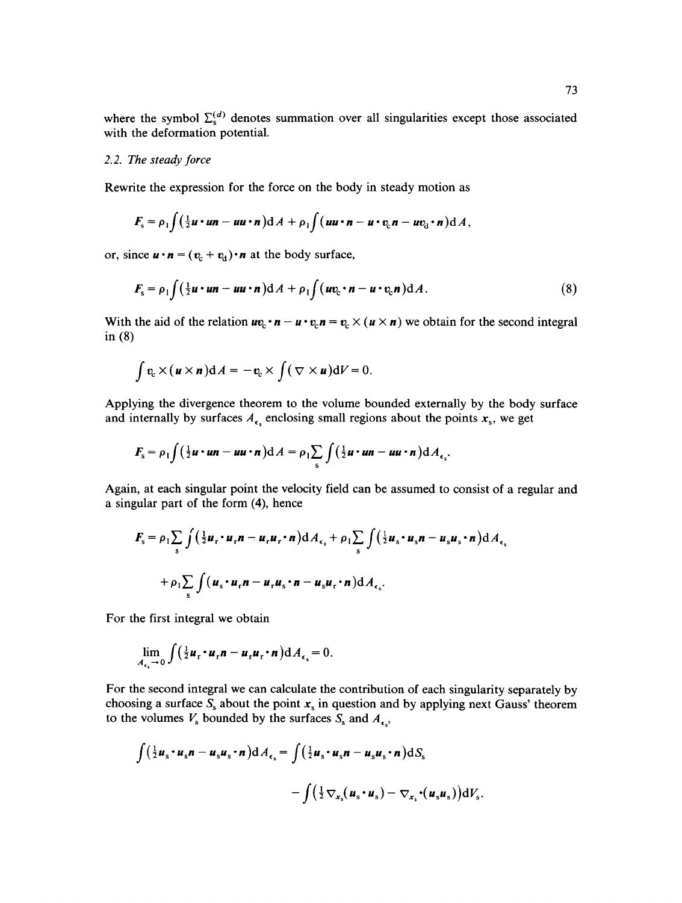where the symbol $\Sigma_s^{(d)}$ denotes summation over all singularities except those associated with the deformation potential.

### 2.2. The steady force

Rewrite the expression for the force on the body in steady motion as

$$F_s = \rho_1 \int (\tfrac{1}{2}\boldsymbol{u}\cdot\boldsymbol{u}\boldsymbol{n} - \boldsymbol{u}\boldsymbol{u}\cdot\boldsymbol{n})\mathrm{d}A + \rho_1 \int (\boldsymbol{u}\boldsymbol{u}\cdot\boldsymbol{n} - \boldsymbol{u}\cdot\boldsymbol{v}_c\boldsymbol{n} - \boldsymbol{u}\boldsymbol{v}_d\cdot\boldsymbol{n})\mathrm{d}A,$$

or, since $\boldsymbol{u}\cdot\boldsymbol{n} = (\boldsymbol{v}_c + \boldsymbol{v}_d)\cdot\boldsymbol{n}$ at the body surface,

$$F_s = \rho_1 \int (\tfrac{1}{2}\boldsymbol{u}\cdot\boldsymbol{u}\boldsymbol{n} - \boldsymbol{u}\boldsymbol{u}\cdot\boldsymbol{n})\mathrm{d}A + \rho_1 \int (\boldsymbol{u}\boldsymbol{v}_c\cdot\boldsymbol{n} - \boldsymbol{u}\cdot\boldsymbol{v}_c\boldsymbol{n})\mathrm{d}A. \tag{8}$$

With the aid of the relation $\boldsymbol{u}\boldsymbol{v}_c\cdot\boldsymbol{n} - \boldsymbol{u}\cdot\boldsymbol{v}_c\boldsymbol{n} = \boldsymbol{v}_c \times (\boldsymbol{u}\times\boldsymbol{n})$ we obtain for the second integral in (8)

$$\int \boldsymbol{v}_c \times (\boldsymbol{u}\times\boldsymbol{n})\mathrm{d}A = -\boldsymbol{v}_c \times \int (\nabla\times\boldsymbol{u})\mathrm{d}V = 0.$$

Applying the divergence theorem to the volume bounded externally by the body surface and internally by surfaces $A_{\epsilon_s}$ enclosing small regions about the points $\boldsymbol{x}_s$, we get

$$F_s = \rho_1 \int (\tfrac{1}{2}\boldsymbol{u}\cdot\boldsymbol{u}\boldsymbol{n} - \boldsymbol{u}\boldsymbol{u}\cdot\boldsymbol{n})\mathrm{d}A = \rho_1 \sum_s \int (\tfrac{1}{2}\boldsymbol{u}\cdot\boldsymbol{u}\boldsymbol{n} - \boldsymbol{u}\boldsymbol{u}\cdot\boldsymbol{n})\mathrm{d}A_{\epsilon_s}.$$

Again, at each singular point the velocity field can be assumed to consist of a regular and a singular part of the form (4), hence

$$F_s = \rho_1 \sum_s \int (\tfrac{1}{2}\boldsymbol{u}_r\cdot\boldsymbol{u}_r\boldsymbol{n} - \boldsymbol{u}_r\boldsymbol{u}_r\cdot\boldsymbol{n})\mathrm{d}A_{\epsilon_s} + \rho_1 \sum_s \int (\tfrac{1}{2}\boldsymbol{u}_s\cdot\boldsymbol{u}_s\boldsymbol{n} - \boldsymbol{u}_s\boldsymbol{u}_s\cdot\boldsymbol{n})\mathrm{d}A_{\epsilon_s}$$

$$+ \rho_1 \sum_s \int (\boldsymbol{u}_s\cdot\boldsymbol{u}_r\boldsymbol{n} - \boldsymbol{u}_r\boldsymbol{u}_s\cdot\boldsymbol{n} - \boldsymbol{u}_s\boldsymbol{u}_r\cdot\boldsymbol{n})\mathrm{d}A_{\epsilon_s}.$$

For the first integral we obtain

$$\lim_{A_{\epsilon_s}\to 0} \int (\tfrac{1}{2}\boldsymbol{u}_r\cdot\boldsymbol{u}_r\boldsymbol{n} - \boldsymbol{u}_r\boldsymbol{u}_r\cdot\boldsymbol{n})\mathrm{d}A_{\epsilon_s} = 0.$$

For the second integral we can calculate the contribution of each singularity separately by choosing a surface $S_s$ about the point $\boldsymbol{x}_s$ in question and by applying next Gauss' theorem to the volumes $V_s$ bounded by the surfaces $S_s$ and $A_{\epsilon_s}$,

$$\int (\tfrac{1}{2}\boldsymbol{u}_s\cdot\boldsymbol{u}_s\boldsymbol{n} - \boldsymbol{u}_s\boldsymbol{u}_s\cdot\boldsymbol{n})\mathrm{d}A_{\epsilon_s} = \int (\tfrac{1}{2}\boldsymbol{u}_s\cdot\boldsymbol{u}_s\boldsymbol{n} - \boldsymbol{u}_s\boldsymbol{u}_s\cdot\boldsymbol{n})\mathrm{d}S_s$$

$$- \int \left(\tfrac{1}{2}\nabla_{x_s}(\boldsymbol{u}_s\cdot\boldsymbol{u}_s) - \nabla_{x_s}\cdot(\boldsymbol{u}_s\boldsymbol{u}_s)\right)\mathrm{d}V_s.$$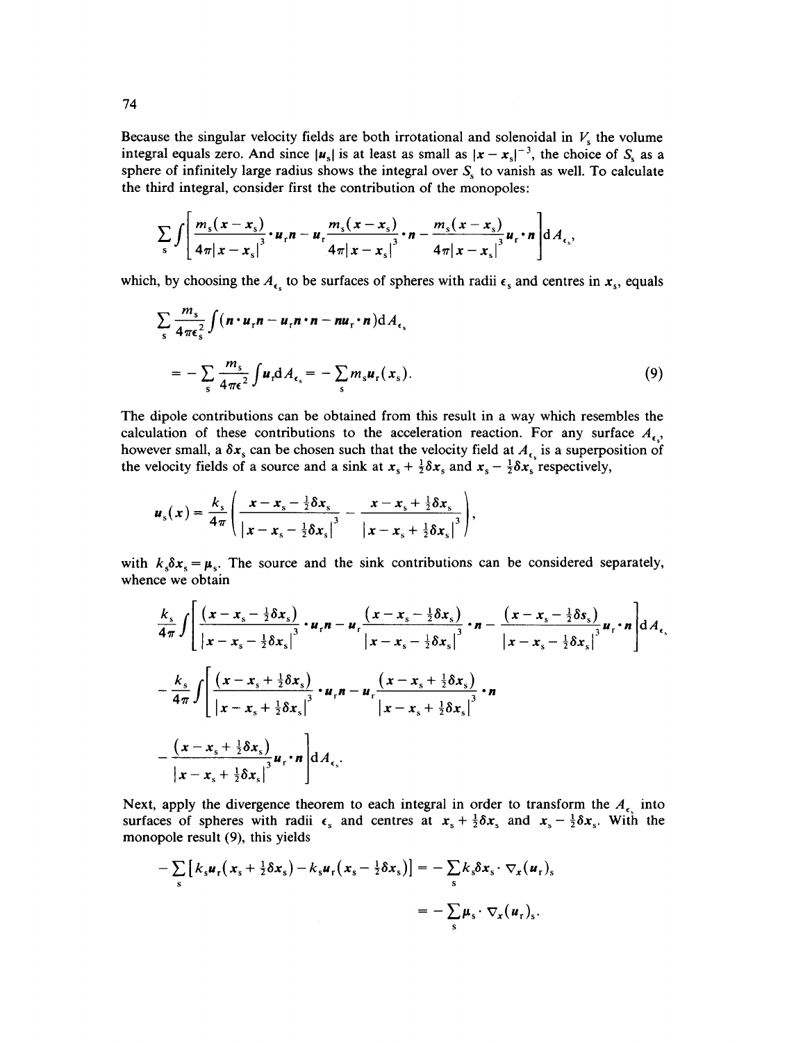Because the singular velocity fields are both irrotational and solenoidal in $V_s$ the volume integral equals zero. And since $|\boldsymbol{u}_s|$ is at least as small as $|\boldsymbol{x}-\boldsymbol{x}_s|^{-3}$, the choice of $S_s$ as a sphere of infinitely large radius shows the integral over $S_s$ to vanish as well. To calculate the third integral, consider first the contribution of the monopoles:

$$\sum_s \int \left[ \frac{m_s(\boldsymbol{x}-\boldsymbol{x}_s)}{4\pi|\boldsymbol{x}-\boldsymbol{x}_s|^3} \cdot \boldsymbol{u}_r \boldsymbol{n} - \boldsymbol{u}_r \frac{m_s(\boldsymbol{x}-\boldsymbol{x}_s)}{4\pi|\boldsymbol{x}-\boldsymbol{x}_s|^3} \cdot \boldsymbol{n} - \frac{m_s(\boldsymbol{x}-\boldsymbol{x}_s)}{4\pi|\boldsymbol{x}-\boldsymbol{x}_s|^3} \boldsymbol{u}_r \cdot \boldsymbol{n} \right] \mathrm{d}A_{\epsilon_s},$$

which, by choosing the $A_{\epsilon_s}$ to be surfaces of spheres with radii $\epsilon_s$ and centres in $\boldsymbol{x}_s$, equals

$$\sum_s \frac{m_s}{4\pi\epsilon_s^2} \int (\boldsymbol{n}\cdot\boldsymbol{u}_r\boldsymbol{n} - \boldsymbol{u}_r\boldsymbol{n}\cdot\boldsymbol{n} - \boldsymbol{n}\boldsymbol{u}_r\cdot\boldsymbol{n})\mathrm{d}A_{\epsilon_s}$$

$$= -\sum_s \frac{m_s}{4\pi\epsilon^2} \int \boldsymbol{u}_r \mathrm{d}A_{\epsilon_s} = -\sum_s m_s \boldsymbol{u}_r(\boldsymbol{x}_s). \tag{9}$$

The dipole contributions can be obtained from this result in a way which resembles the calculation of these contributions to the acceleration reaction. For any surface $A_{\epsilon_s}$, however small, a $\delta\boldsymbol{x}_s$ can be chosen such that the velocity field at $A_{\epsilon_s}$ is a superposition of the velocity fields of a source and a sink at $\boldsymbol{x}_s + \frac{1}{2}\delta\boldsymbol{x}_s$ and $\boldsymbol{x}_s - \frac{1}{2}\delta\boldsymbol{x}_s$ respectively,

$$\boldsymbol{u}_s(\boldsymbol{x}) = \frac{k_s}{4\pi}\left( \frac{\boldsymbol{x}-\boldsymbol{x}_s - \frac{1}{2}\delta\boldsymbol{x}_s}{|\boldsymbol{x}-\boldsymbol{x}_s-\frac{1}{2}\delta\boldsymbol{x}_s|^3} - \frac{\boldsymbol{x}-\boldsymbol{x}_s + \frac{1}{2}\delta\boldsymbol{x}_s}{|\boldsymbol{x}-\boldsymbol{x}_s+\frac{1}{2}\delta\boldsymbol{x}_s|^3} \right),$$

with $k_s\delta\boldsymbol{x}_s = \boldsymbol{\mu}_s$. The source and the sink contributions can be considered separately, whence we obtain

$$\frac{k_s}{4\pi}\int\left[ \frac{(\boldsymbol{x}-\boldsymbol{x}_s-\frac{1}{2}\delta\boldsymbol{x}_s)}{|\boldsymbol{x}-\boldsymbol{x}_s-\frac{1}{2}\delta\boldsymbol{x}_s|^3}\cdot\boldsymbol{u}_r\boldsymbol{n} - \boldsymbol{u}_r\frac{(\boldsymbol{x}-\boldsymbol{x}_s-\frac{1}{2}\delta\boldsymbol{x}_s)}{|\boldsymbol{x}-\boldsymbol{x}_s-\frac{1}{2}\delta\boldsymbol{x}_s|^3}\cdot\boldsymbol{n} - \frac{(\boldsymbol{x}-\boldsymbol{x}_s-\frac{1}{2}\delta s_s)}{|\boldsymbol{x}-\boldsymbol{x}_s-\frac{1}{2}\delta\boldsymbol{x}_s|^3}\boldsymbol{u}_r\cdot\boldsymbol{n}\right]\mathrm{d}A_{\epsilon_s}$$

$$-\frac{k_s}{4\pi}\int\left[ \frac{(\boldsymbol{x}-\boldsymbol{x}_s+\frac{1}{2}\delta\boldsymbol{x}_s)}{|\boldsymbol{x}-\boldsymbol{x}_s+\frac{1}{2}\delta\boldsymbol{x}_s|^3}\cdot\boldsymbol{u}_r\boldsymbol{n} - \boldsymbol{u}_r\frac{(\boldsymbol{x}-\boldsymbol{x}_s+\frac{1}{2}\delta\boldsymbol{x}_s)}{|\boldsymbol{x}-\boldsymbol{x}_s+\frac{1}{2}\delta\boldsymbol{x}_s|^3}\cdot\boldsymbol{n}\right.$$

$$\left.-\frac{(\boldsymbol{x}-\boldsymbol{x}_s+\frac{1}{2}\delta\boldsymbol{x}_s)}{|\boldsymbol{x}-\boldsymbol{x}_s+\frac{1}{2}\delta\boldsymbol{x}_s|^3}\boldsymbol{u}_r\cdot\boldsymbol{n}\right]\mathrm{d}A_{\epsilon_s}.$$

Next, apply the divergence theorem to each integral in order to transform the $A_{\epsilon_s}$ into surfaces of spheres with radii $\epsilon_s$ and centres at $\boldsymbol{x}_s + \frac{1}{2}\delta\boldsymbol{x}_s$ and $\boldsymbol{x}_s - \frac{1}{2}\delta\boldsymbol{x}_s$. With the monopole result (9), this yields

$$-\sum_s\left[k_s\boldsymbol{u}_r(\boldsymbol{x}_s+\tfrac{1}{2}\delta\boldsymbol{x}_s) - k_s\boldsymbol{u}_r(\boldsymbol{x}_s-\tfrac{1}{2}\delta\boldsymbol{x}_s)\right] = -\sum_s k_s\delta\boldsymbol{x}_s\cdot\nabla_x(\boldsymbol{u}_r)_s$$

$$= -\sum_s \boldsymbol{\mu}_s\cdot\nabla_x(\boldsymbol{u}_r)_s.$$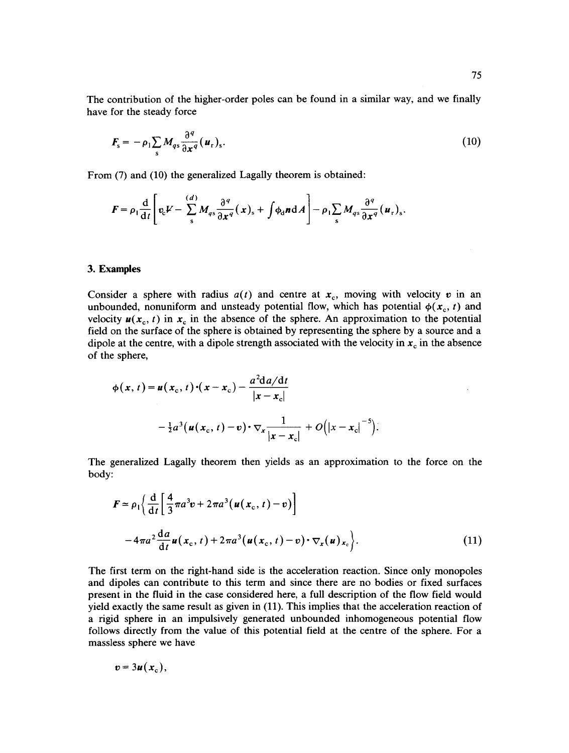The contribution of the higher-order poles can be found in a similar way, and we finally have for the steady force

$$F_s = -\rho_l \sum_s M_{qs} \frac{\partial^q}{\partial x^q}(u_r)_s. \tag{10}$$

From (7) and (10) the generalized Lagally theorem is obtained:

$$F = \rho_l \frac{d}{dt}\left[ v_c V - \sum_s^{(d)} M_{qs} \frac{\partial^q}{\partial x^q}(x)_s + \int \phi_d n \, dA \right] - \rho_l \sum_s M_{qs} \frac{\partial^q}{\partial x^q}(u_r)_s.$$

## 3. Examples

Consider a sphere with radius $a(t)$ and centre at $x_c$, moving with velocity $v$ in an unbounded, nonuniform and unsteady potential flow, which has potential $\phi(x_c, t)$ and velocity $u(x_c, t)$ in $x_c$ in the absence of the sphere. An approximation to the potential field on the surface of the sphere is obtained by representing the sphere by a source and a dipole at the centre, with a dipole strength associated with the velocity in $x_c$ in the absence of the sphere,

$$\phi(x, t) = u(x_c, t)\cdot(x - x_c) - \frac{a^2 da/dt}{|x - x_c|}$$

$$- \tfrac{1}{2}a^3(u(x_c, t) - v)\cdot \nabla_x \frac{1}{|x - x_c|} + O\left(|x - x_c|^{-5}\right).$$

The generalized Lagally theorem then yields as an approximation to the force on the body:

$$F \simeq \rho_l \left\{ \frac{d}{dt}\left[ \frac{4}{3}\pi a^3 v + 2\pi a^3 (u(x_c, t) - v) \right] \right.$$

$$\left. - 4\pi a^2 \frac{da}{dt} u(x_c, t) + 2\pi a^3 (u(x_c, t) - v)\cdot \nabla_x (u)_{x_c} \right\}. \tag{11}$$

The first term on the right-hand side is the acceleration reaction. Since only monopoles and dipoles can contribute to this term and since there are no bodies or fixed surfaces present in the fluid in the case considered here, a full description of the flow field would yield exactly the same result as given in (11). This implies that the acceleration reaction of a rigid sphere in an impulsively generated unbounded inhomogeneous potential flow follows directly from the value of this potential field at the centre of the sphere. For a massless sphere we have

$$v = 3u(x_c),$$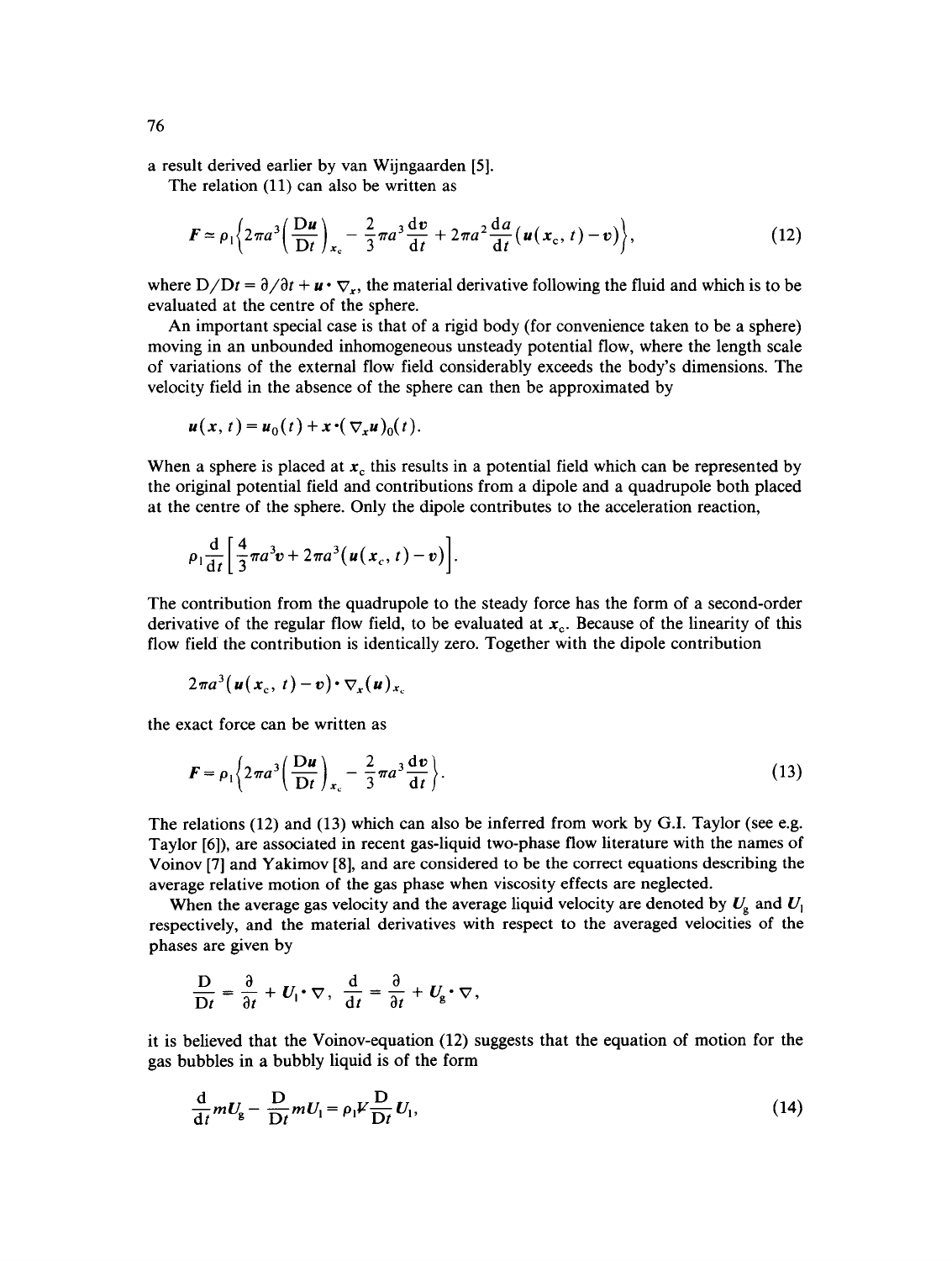a result derived earlier by van Wijngaarden [5].

The relation (11) can also be written as

$$F \simeq \rho_1 \left\{ 2\pi a^3 \left( \frac{\mathrm{D}\boldsymbol{u}}{\mathrm{D}t} \right)_{x_c} - \frac{2}{3}\pi a^3 \frac{\mathrm{d}\boldsymbol{v}}{\mathrm{d}t} + 2\pi a^2 \frac{\mathrm{d}a}{\mathrm{d}t} \left( \boldsymbol{u}(\boldsymbol{x}_c, t) - \boldsymbol{v} \right) \right\}, \tag{12}$$

where $\mathrm{D}/\mathrm{D}t = \partial/\partial t + \boldsymbol{u} \cdot \nabla_x$, the material derivative following the fluid and which is to be evaluated at the centre of the sphere.

An important special case is that of a rigid body (for convenience taken to be a sphere) moving in an unbounded inhomogeneous unsteady potential flow, where the length scale of variations of the external flow field considerably exceeds the body's dimensions. The velocity field in the absence of the sphere can then be approximated by

$$\boldsymbol{u}(\boldsymbol{x}, t) = \boldsymbol{u}_0(t) + \boldsymbol{x} \cdot (\nabla_x \boldsymbol{u})_0(t).$$

When a sphere is placed at $\boldsymbol{x}_c$ this results in a potential field which can be represented by the original potential field and contributions from a dipole and a quadrupole both placed at the centre of the sphere. Only the dipole contributes to the acceleration reaction,

$$\rho_1 \frac{\mathrm{d}}{\mathrm{d}t} \left[ \frac{4}{3}\pi a^3 \boldsymbol{v} + 2\pi a^3 \left( \boldsymbol{u}(\boldsymbol{x}_c, t) - \boldsymbol{v} \right) \right].$$

The contribution from the quadrupole to the steady force has the form of a second-order derivative of the regular flow field, to be evaluated at $\boldsymbol{x}_c$. Because of the linearity of this flow field the contribution is identically zero. Together with the dipole contribution

$$2\pi a^3 \left( \boldsymbol{u}(\boldsymbol{x}_c, t) - \boldsymbol{v} \right) \cdot \nabla_x (\boldsymbol{u})_{x_c}$$

the exact force can be written as

$$F = \rho_1 \left\{ 2\pi a^3 \left( \frac{\mathrm{D}\boldsymbol{u}}{\mathrm{D}t} \right)_{x_c} - \frac{2}{3}\pi a^3 \frac{\mathrm{d}\boldsymbol{v}}{\mathrm{d}t} \right\}. \tag{13}$$

The relations (12) and (13) which can also be inferred from work by G.I. Taylor (see e.g. Taylor [6]), are associated in recent gas-liquid two-phase flow literature with the names of Voinov [7] and Yakimov [8], and are considered to be the correct equations describing the average relative motion of the gas phase when viscosity effects are neglected.

When the average gas velocity and the average liquid velocity are denoted by $\boldsymbol{U}_g$ and $\boldsymbol{U}_l$ respectively, and the material derivatives with respect to the averaged velocities of the phases are given by

$$\frac{\mathrm{D}}{\mathrm{D}t} = \frac{\partial}{\partial t} + \boldsymbol{U}_l \cdot \nabla, \quad \frac{\mathrm{d}}{\mathrm{d}t} = \frac{\partial}{\partial t} + \boldsymbol{U}_g \cdot \nabla,$$

it is believed that the Voinov-equation (12) suggests that the equation of motion for the gas bubbles in a bubbly liquid is of the form

$$\frac{\mathrm{d}}{\mathrm{d}t} m \boldsymbol{U}_g - \frac{\mathrm{D}}{\mathrm{D}t} m \boldsymbol{U}_l = \rho_l V \frac{\mathrm{D}}{\mathrm{D}t} \boldsymbol{U}_l, \tag{14}$$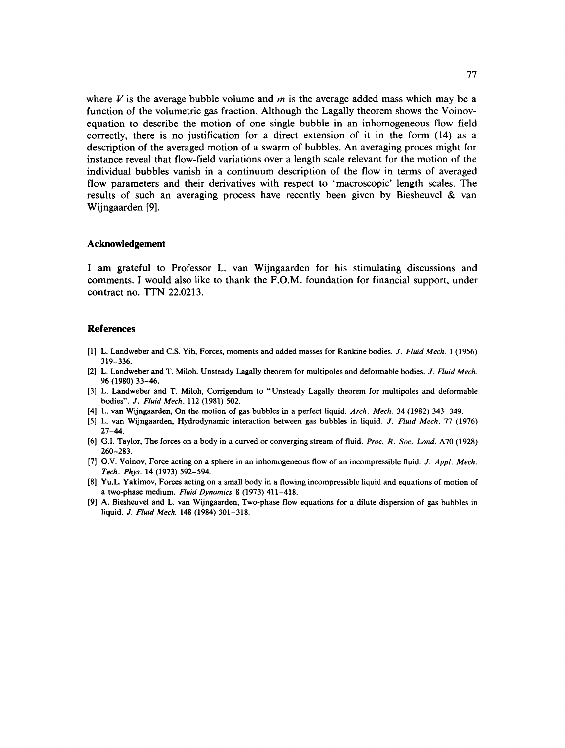where $V$ is the average bubble volume and $m$ is the average added mass which may be a function of the volumetric gas fraction. Although the Lagally theorem shows the Voinov-equation to describe the motion of one single bubble in an inhomogeneous flow field correctly, there is no justification for a direct extension of it in the form (14) as a description of the averaged motion of a swarm of bubbles. An averaging proces might for instance reveal that flow-field variations over a length scale relevant for the motion of the individual bubbles vanish in a continuum description of the flow in terms of averaged flow parameters and their derivatives with respect to 'macroscopic' length scales. The results of such an averaging process have recently been given by Biesheuvel & van Wijngaarden [9].

## Acknowledgement

I am grateful to Professor L. van Wijngaarden for his stimulating discussions and comments. I would also like to thank the F.O.M. foundation for financial support, under contract no. TTN 22.0213.

## References

[1] L. Landweber and C.S. Yih, Forces, moments and added masses for Rankine bodies. *J. Fluid Mech.* 1 (1956) 319–336.

[2] L. Landweber and T. Miloh, Unsteady Lagally theorem for multipoles and deformable bodies. *J. Fluid Mech.* 96 (1980) 33–46.

[3] L. Landweber and T. Miloh, Corrigendum to "Unsteady Lagally theorem for multipoles and deformable bodies". *J. Fluid Mech.* 112 (1981) 502.

[4] L. van Wijngaarden, On the motion of gas bubbles in a perfect liquid. *Arch. Mech.* 34 (1982) 343–349.

[5] L. van Wijngaarden, Hydrodynamic interaction between gas bubbles in liquid. *J. Fluid Mech.* 77 (1976) 27–44.

[6] G.I. Taylor, The forces on a body in a curved or converging stream of fluid. *Proc. R. Soc. Lond.* A70 (1928) 260–283.

[7] O.V. Voinov, Force acting on a sphere in an inhomogeneous flow of an incompressible fluid. *J. Appl. Mech. Tech. Phys.* 14 (1973) 592–594.

[8] Yu.L. Yakimov, Forces acting on a small body in a flowing incompressible liquid and equations of motion of a two-phase medium. *Fluid Dynamics* 8 (1973) 411–418.

[9] A. Biesheuvel and L. van Wijngaarden, Two-phase flow equations for a dilute dispersion of gas bubbles in liquid. *J. Fluid Mech.* 148 (1984) 301–318.